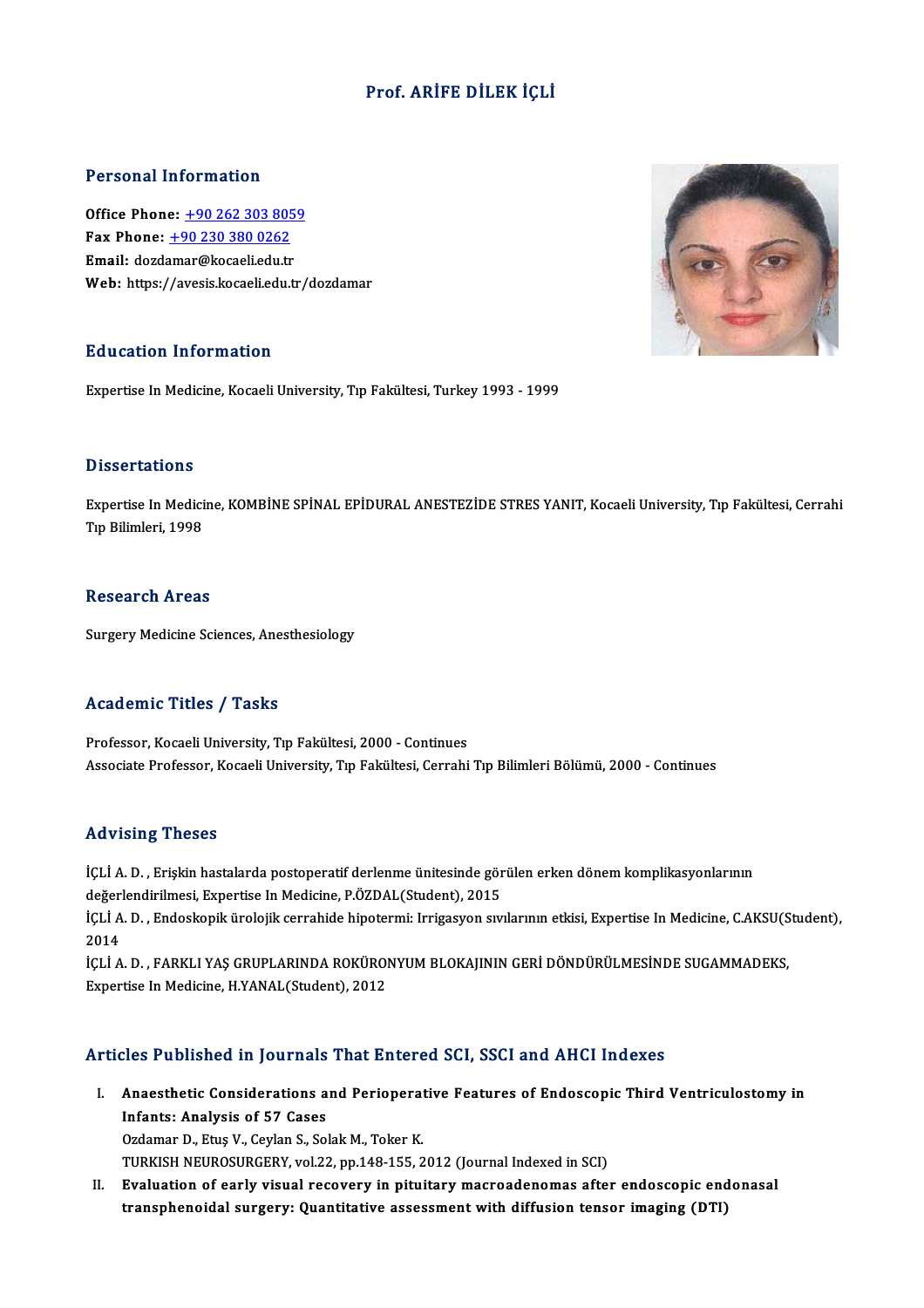# Prof. ARİFE DİLEK İÇLİ

## Personal Information

**Office Phone:** +90 262 303 8059
**Fax Phone:** +90 230 380 0262
**Email:** dozdamar@kocaeli.edu.tr
**Web:** https://avesis.kocaeli.edu.tr/dozdamar

## Education Information

Expertise In Medicine, Kocaeli University, Tıp Fakültesi, Turkey 1993 - 1999

## Dissertations

Expertise In Medicine, KOMBİNE SPİNAL EPİDURAL ANESTEZİDE STRES YANIT, Kocaeli University, Tıp Fakültesi, Cerrahi Tıp Bilimleri, 1998

## Research Areas

Surgery Medicine Sciences, Anesthesiology

## Academic Titles / Tasks

Professor, Kocaeli University, Tıp Fakültesi, 2000 - Continues
Associate Professor, Kocaeli University, Tıp Fakültesi, Cerrahi Tıp Bilimleri Bölümü, 2000 - Continues

## Advising Theses

İÇLİ A. D. , Erişkin hastalarda postoperatif derlenme ünitesinde görülen erken dönem komplikasyonlarının değerlendirilmesi, Expertise In Medicine, P.ÖZDAL(Student), 2015
İÇLİ A. D. , Endoskopik ürolojik cerrahide hipotermi: Irrigasyon sıvılarının etkisi, Expertise In Medicine, C.AKSU(Student), 2014
İÇLİ A. D. , FARKLI YAŞ GRUPLARINDA ROKÜRONYUM BLOKAJININ GERİ DÖNDÜRÜLMESİNDE SUGAMMADEKS, Expertise In Medicine, H.YANAL(Student), 2012

## Articles Published in Journals That Entered SCI, SSCI and AHCI Indexes

I. **Anaesthetic Considerations and Perioperative Features of Endoscopic Third Ventriculostomy in Infants: Analysis of 57 Cases**
Ozdamar D., Etuş V., Ceylan S., Solak M., Toker K.
TURKISH NEUROSURGERY, vol.22, pp.148-155, 2012 (Journal Indexed in SCI)

II. **Evaluation of early visual recovery in pituitary macroadenomas after endoscopic endonasal transphenoidal surgery: Quantitative assessment with diffusion tensor imaging (DTI)**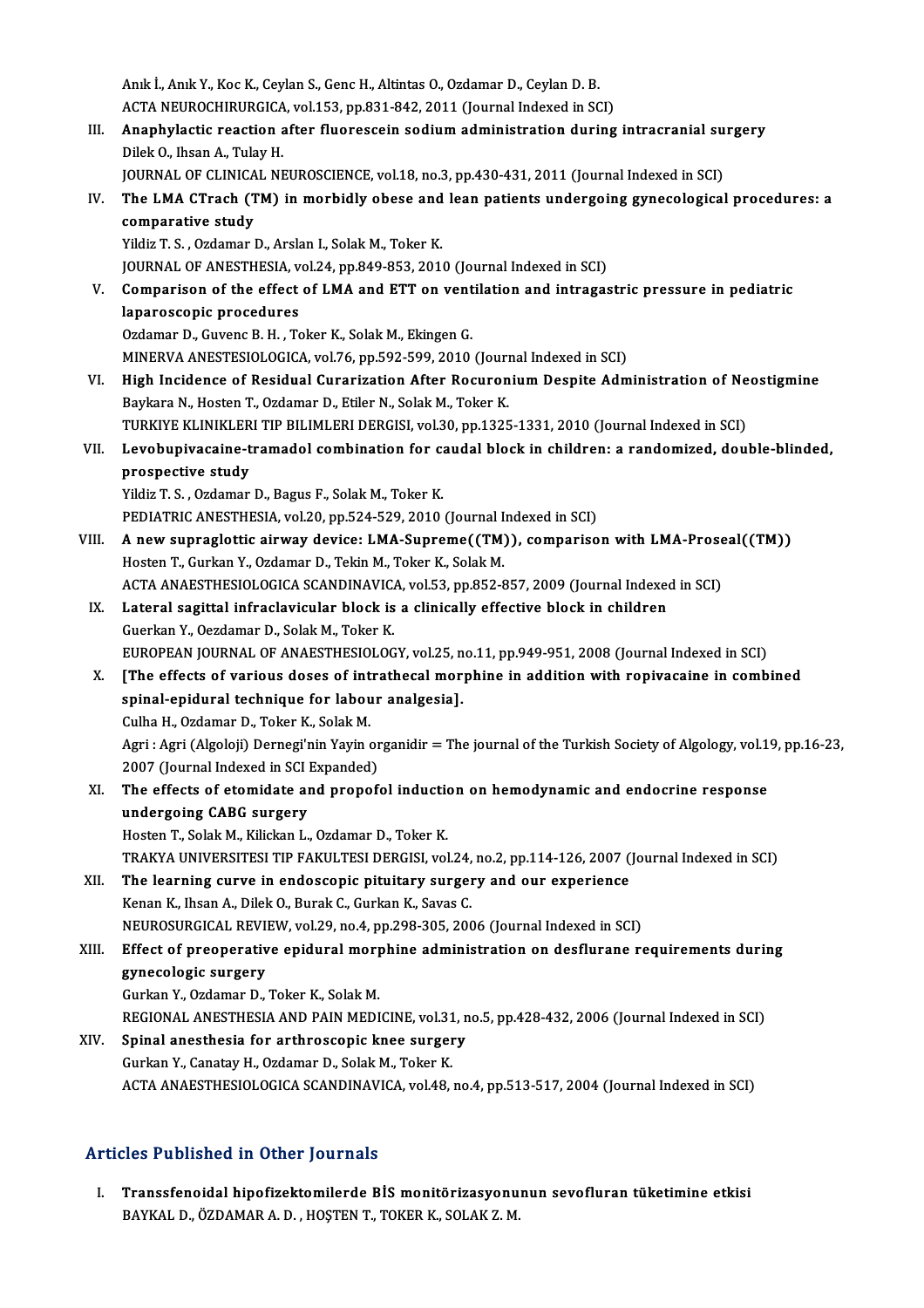Anık İ., Anık Y., Koc K., Ceylan S., Genc H., Altintas O., Ozdamar D., Ceylan D. B.
ACTA NEUROCHIRURGICA, vol.153, pp.831-842, 2011 (Journal Indexed in SCI)

III. **Anaphylactic reaction after fluorescein sodium administration during intracranial surgery**
Dilek O., Ihsan A., Tulay H.
JOURNAL OF CLINICAL NEUROSCIENCE, vol.18, no.3, pp.430-431, 2011 (Journal Indexed in SCI)

IV. **The LMA CTrach (TM) in morbidly obese and lean patients undergoing gynecological procedures: a comparative study**
Yildiz T. S. , Ozdamar D., Arslan I., Solak M., Toker K.
JOURNAL OF ANESTHESIA, vol.24, pp.849-853, 2010 (Journal Indexed in SCI)

V. **Comparison of the effect of LMA and ETT on ventilation and intragastric pressure in pediatric laparoscopic procedures**
Ozdamar D., Guvenc B. H. , Toker K., Solak M., Ekingen G.
MINERVA ANESTESIOLOGICA, vol.76, pp.592-599, 2010 (Journal Indexed in SCI)

VI. **High Incidence of Residual Curarization After Rocuronium Despite Administration of Neostigmine**
Baykara N., Hosten T., Ozdamar D., Etiler N., Solak M., Toker K.
TURKIYE KLINIKLERI TIP BILIMLERI DERGISI, vol.30, pp.1325-1331, 2010 (Journal Indexed in SCI)

VII. **Levobupivacaine-tramadol combination for caudal block in children: a randomized, double-blinded, prospective study**
Yildiz T. S. , Ozdamar D., Bagus F., Solak M., Toker K.
PEDIATRIC ANESTHESIA, vol.20, pp.524-529, 2010 (Journal Indexed in SCI)

VIII. **A new supraglottic airway device: LMA-Supreme((TM)), comparison with LMA-Proseal((TM))**
Hosten T., Gurkan Y., Ozdamar D., Tekin M., Toker K., Solak M.
ACTA ANAESTHESIOLOGICA SCANDINAVICA, vol.53, pp.852-857, 2009 (Journal Indexed in SCI)

IX. **Lateral sagittal infraclavicular block is a clinically effective block in children**
Guerkan Y., Oezdamar D., Solak M., Toker K.
EUROPEAN JOURNAL OF ANAESTHESIOLOGY, vol.25, no.11, pp.949-951, 2008 (Journal Indexed in SCI)

X. **[The effects of various doses of intrathecal morphine in addition with ropivacaine in combined spinal-epidural technique for labour analgesia].**
Culha H., Ozdamar D., Toker K., Solak M.
Agri : Agri (Algoloji) Dernegi'nin Yayin organidir = The journal of the Turkish Society of Algology, vol.19, pp.16-23, 2007 (Journal Indexed in SCI Expanded)

XI. **The effects of etomidate and propofol induction on hemodynamic and endocrine response undergoing CABG surgery**
Hosten T., Solak M., Kilickan L., Ozdamar D., Toker K.
TRAKYA UNIVERSITESI TIP FAKULTESI DERGISI, vol.24, no.2, pp.114-126, 2007 (Journal Indexed in SCI)

XII. **The learning curve in endoscopic pituitary surgery and our experience**
Kenan K., Ihsan A., Dilek O., Burak C., Gurkan K., Savas C.
NEUROSURGICAL REVIEW, vol.29, no.4, pp.298-305, 2006 (Journal Indexed in SCI)

XIII. **Effect of preoperative epidural morphine administration on desflurane requirements during gynecologic surgery**
Gurkan Y., Ozdamar D., Toker K., Solak M.
REGIONAL ANESTHESIA AND PAIN MEDICINE, vol.31, no.5, pp.428-432, 2006 (Journal Indexed in SCI)

XIV. **Spinal anesthesia for arthroscopic knee surgery**
Gurkan Y., Canatay H., Ozdamar D., Solak M., Toker K.
ACTA ANAESTHESIOLOGICA SCANDINAVICA, vol.48, no.4, pp.513-517, 2004 (Journal Indexed in SCI)

## Articles Published in Other Journals

I. **Transsfenoidal hipofizektomilerde BİS monitörizasyonunun sevofluran tüketimine etkisi**
BAYKAL D., ÖZDAMAR A. D. , HOŞTEN T., TOKER K., SOLAK Z. M.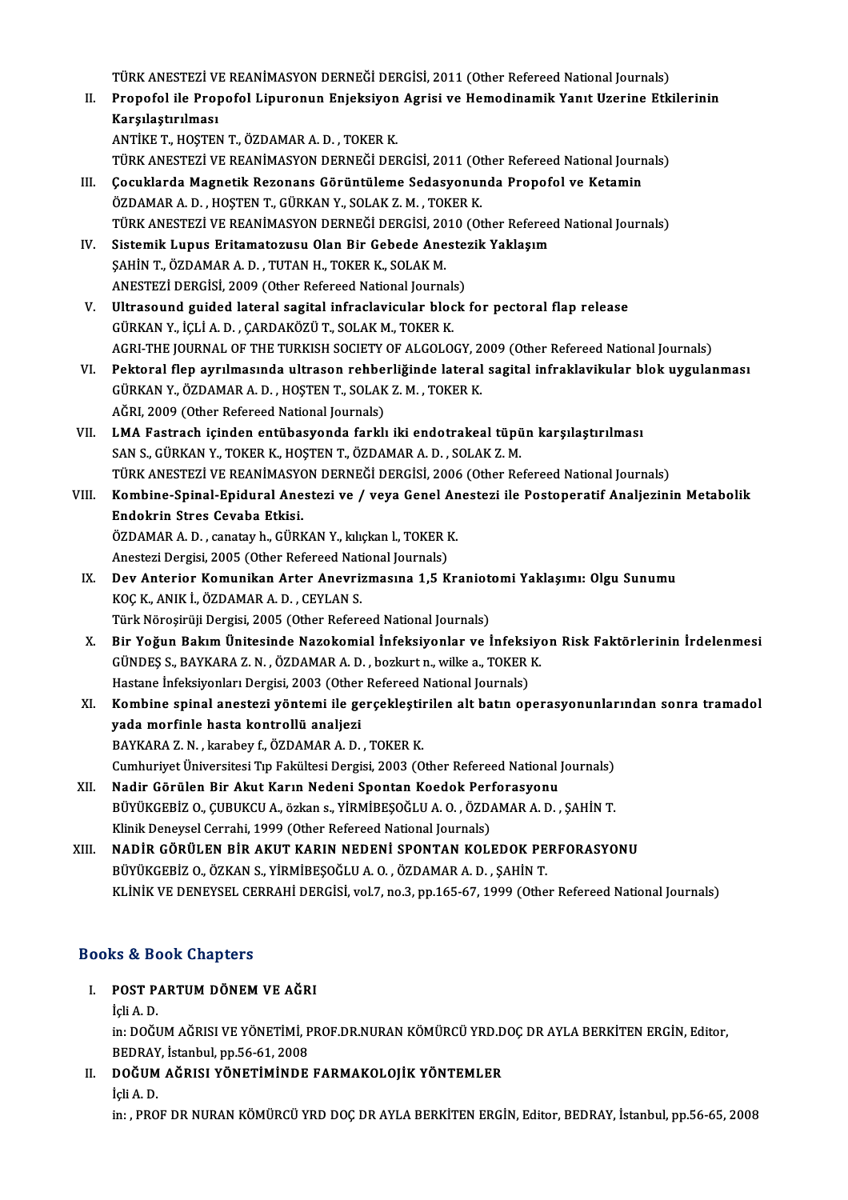TÜRK ANESTEZİ VE REANİMASYON DERNEĞİ DERGİSİ, 2011 (Other Refereed National Journals)

II. **Propofol ile Propofol Lipuronun Enjeksiyon Agrisi ve Hemodinamik Yanıt Uzerine Etkilerinin Karşılaştırılması**
ANTİKE T., HOŞTEN T., ÖZDAMAR A. D. , TOKER K.
TÜRK ANESTEZİ VE REANİMASYON DERNEĞİ DERGİSİ, 2011 (Other Refereed National Journals)

III. **Çocuklarda Magnetik Rezonans Görüntüleme Sedasyonunda Propofol ve Ketamin**
ÖZDAMAR A. D. , HOŞTEN T., GÜRKAN Y., SOLAK Z. M. , TOKER K.
TÜRK ANESTEZİ VE REANİMASYON DERNEĞİ DERGİSİ, 2010 (Other Refereed National Journals)

IV. **Sistemik Lupus Eritamatozusu Olan Bir Gebede Anestezik Yaklaşım**
ŞAHİN T., ÖZDAMAR A. D. , TUTAN H., TOKER K., SOLAK M.
ANESTEZİ DERGİSİ, 2009 (Other Refereed National Journals)

V. **Ultrasound guided lateral sagital infraclavicular block for pectoral flap release**
GÜRKAN Y., İÇLİ A. D. , ÇARDAKÖZÜ T., SOLAK M., TOKER K.
AGRI-THE JOURNAL OF THE TURKISH SOCIETY OF ALGOLOGY, 2009 (Other Refereed National Journals)

VI. **Pektoral flep ayrılmasında ultrason rehberliğinde lateral sagital infraklavikular blok uygulanması**
GÜRKAN Y., ÖZDAMAR A. D. , HOŞTEN T., SOLAK Z. M. , TOKER K.
AĞRI, 2009 (Other Refereed National Journals)

VII. **LMA Fastrach içinden entübasyonda farklı iki endotrakeal tüpün karşılaştırılması**
SAN S., GÜRKAN Y., TOKER K., HOŞTEN T., ÖZDAMAR A. D. , SOLAK Z. M.
TÜRK ANESTEZİ VE REANİMASYON DERNEĞİ DERGİSİ, 2006 (Other Refereed National Journals)

VIII. **Kombine-Spinal-Epidural Anestezi ve / veya Genel Anestezi ile Postoperatif Analjezinin Metabolik Endokrin Stres Cevaba Etkisi.**
ÖZDAMAR A. D. , canatay h., GÜRKAN Y., kılıçkan l., TOKER K.
Anestezi Dergisi, 2005 (Other Refereed National Journals)

IX. **Dev Anterior Komunikan Arter Anevrizmasına 1,5 Kraniotomi Yaklaşımı: Olgu Sunumu**
KOÇ K., ANIK İ., ÖZDAMAR A. D. , CEYLAN S.
Türk Nöroşirüji Dergisi, 2005 (Other Refereed National Journals)

X. **Bir Yoğun Bakım Ünitesinde Nazokomial İnfeksiyonlar ve İnfeksiyon Risk Faktörlerinin İrdelenmesi**
GÜNDEŞ S., BAYKARA Z. N. , ÖZDAMAR A. D. , bozkurt n., wilke a., TOKER K.
Hastane İnfeksiyonları Dergisi, 2003 (Other Refereed National Journals)

XI. **Kombine spinal anestezi yöntemi ile gerçekleştirilen alt batın operasyonunlarından sonra tramadol yada morfinle hasta kontrollü analjezi**
BAYKARA Z. N. , karabey f., ÖZDAMAR A. D. , TOKER K.
Cumhuriyet Üniversitesi Tıp Fakültesi Dergisi, 2003 (Other Refereed National Journals)

XII. **Nadir Görülen Bir Akut Karın Nedeni Spontan Koedok Perforasyonu**
BÜYÜKGEBİZ O., ÇUBUKCU A., özkan s., YİRMİBEŞOĞLU A. O. , ÖZDAMAR A. D. , ŞAHİN T.
Klinik Deneysel Cerrahi, 1999 (Other Refereed National Journals)

XIII. **NADİR GÖRÜLEN BİR AKUT KARIN NEDENİ SPONTAN KOLEDOK PERFORASYONU**
BÜYÜKGEBİZ O., ÖZKAN S., YİRMİBEŞOĞLU A. O. , ÖZDAMAR A. D. , ŞAHİN T.
KLİNİK VE DENEYSEL CERRAHİ DERGİSİ, vol.7, no.3, pp.165-67, 1999 (Other Refereed National Journals)

## Books & Book Chapters

I. **POST PARTUM DÖNEM VE AĞRI**
İçli A. D.
in: DOĞUM AĞRISI VE YÖNETİMİ, PROF.DR.NURAN KÖMÜRCÜ YRD.DOÇ DR AYLA BERKİTEN ERGİN, Editor, BEDRAY, İstanbul, pp.56-61, 2008

II. **DOĞUM AĞRISI YÖNETİMİNDE FARMAKOLOJİK YÖNTEMLER**
İçli A. D.
in: , PROF DR NURAN KÖMÜRCÜ YRD DOÇ DR AYLA BERKİTEN ERGİN, Editor, BEDRAY, İstanbul, pp.56-65, 2008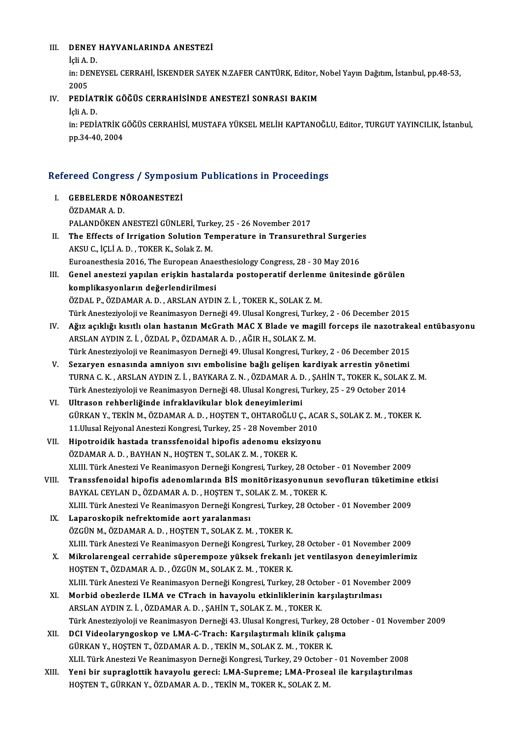III. **DENEY HAYVANLARINDA ANESTEZİ**
İçli A. D.
in: DENEYSEL CERRAHİ, İSKENDER SAYEK N.ZAFER CANTÜRK, Editor, Nobel Yayın Dağıtım, İstanbul, pp.48-53, 2005

IV. **PEDİATRİK GÖĞÜS CERRAHİSİNDE ANESTEZİ SONRASI BAKIM**
İçli A. D.
in: PEDİATRİK GÖĞÜS CERRAHİSİ, MUSTAFA YÜKSEL MELİH KAPTANOĞLU, Editor, TURGUT YAYINCILIK, İstanbul, pp.34-40, 2004

## Refereed Congress / Symposium Publications in Proceedings

I. **GEBELERDE NÖROANESTEZİ**
ÖZDAMAR A. D.
PALANDÖKEN ANESTEZİ GÜNLERİ, Turkey, 25 - 26 November 2017

II. **The Effects of Irrigation Solution Temperature in Transurethral Surgeries**
AKSU C., İÇLİ A. D. , TOKER K., Solak Z. M.
Euroanesthesia 2016, The European Anaesthesiology Congress, 28 - 30 May 2016

III. **Genel anestezi yapılan erişkin hastalarda postoperatif derlenme ünitesinde görülen komplikasyonların değerlendirilmesi**
ÖZDAL P., ÖZDAMAR A. D. , ARSLAN AYDIN Z. İ. , TOKER K., SOLAK Z. M.
Türk Anesteziyoloji ve Reanimasyon Derneği 49. Ulusal Kongresi, Turkey, 2 - 06 December 2015

IV. **Ağız açıklığı kısıtlı olan hastanın McGrath MAC X Blade ve magill forceps ile nazotrakeal entübasyonu**
ARSLAN AYDIN Z. İ. , ÖZDAL P., ÖZDAMAR A. D. , AĞIR H., SOLAK Z. M.
Türk Anesteziyoloji ve Reanimasyon Derneği 49. Ulusal Kongresi, Turkey, 2 - 06 December 2015

V. **Sezaryen esnasında amniyon sıvı embolisine bağlı gelişen kardiyak arrestin yönetimi**
TURNA C. K. , ARSLAN AYDIN Z. İ. , BAYKARA Z. N. , ÖZDAMAR A. D. , ŞAHİN T., TOKER K., SOLAK Z. M.
Türk Anesteziyoloji ve Reanimasyon Derneği 48. Ulusal Kongresi, Turkey, 25 - 29 October 2014

VI. **Ultrason rehberliğinde infraklavikular blok deneyimlerimi**
GÜRKAN Y., TEKİN M., ÖZDAMAR A. D. , HOŞTEN T., OHTAROĞLU Ç., ACAR S., SOLAK Z. M. , TOKER K.
11.Ulusal Rejyonal Anestezi Kongresi, Turkey, 25 - 28 November 2010

VII. **Hipotroidik hastada transsfenoidal hipofis adenomu eksizyonu**
ÖZDAMAR A. D. , BAYHAN N., HOŞTEN T., SOLAK Z. M. , TOKER K.
XLIII. Türk Anestezi Ve Reanimasyon Derneği Kongresi, Turkey, 28 October - 01 November 2009

VIII. **Transsfenoidal hipofis adenomlarında BİS monitörizasyonunun sevofluran tüketimine etkisi**
BAYKAL CEYLAN D., ÖZDAMAR A. D. , HOŞTEN T., SOLAK Z. M. , TOKER K.
XLIII. Türk Anestezi Ve Reanimasyon Derneği Kongresi, Turkey, 28 October - 01 November 2009

IX. **Laparoskopik nefrektomide aort yaralanması**
ÖZGÜN M., ÖZDAMAR A. D. , HOŞTEN T., SOLAK Z. M. , TOKER K.
XLIII. Türk Anestezi Ve Reanimasyon Derneği Kongresi, Turkey, 28 October - 01 November 2009

X. **Mikrolarengeal cerrahide süperempoze yüksek frekanlı jet ventilasyon deneyimlerimiz**
HOŞTEN T., ÖZDAMAR A. D. , ÖZGÜN M., SOLAK Z. M. , TOKER K.
XLIII. Türk Anestezi Ve Reanimasyon Derneği Kongresi, Turkey, 28 October - 01 November 2009

XI. **Morbid obezlerde ILMA ve CTrach in havayolu etkinliklerinin karşılaştırılması**
ARSLAN AYDIN Z. İ. , ÖZDAMAR A. D. , ŞAHİN T., SOLAK Z. M. , TOKER K.
Türk Anesteziyoloji ve Reanimasyon Derneği 43. Ulusal Kongresi, Turkey, 28 October - 01 November 2009

XII. **DCI Videolaryngoskop ve LMA-C-Trach: Karşılaştırmalı klinik çalışma**
GÜRKAN Y., HOŞTEN T., ÖZDAMAR A. D. , TEKİN M., SOLAK Z. M. , TOKER K.
XLII. Türk Anestezi Ve Reanimasyon Derneği Kongresi, Turkey, 29 October - 01 November 2008

XIII. **Yeni bir supraglottik havayolu gereci: LMA-Supreme; LMA-Proseal ile karşılaştırılmas**
HOŞTEN T., GÜRKAN Y., ÖZDAMAR A. D. , TEKİN M., TOKER K., SOLAK Z. M.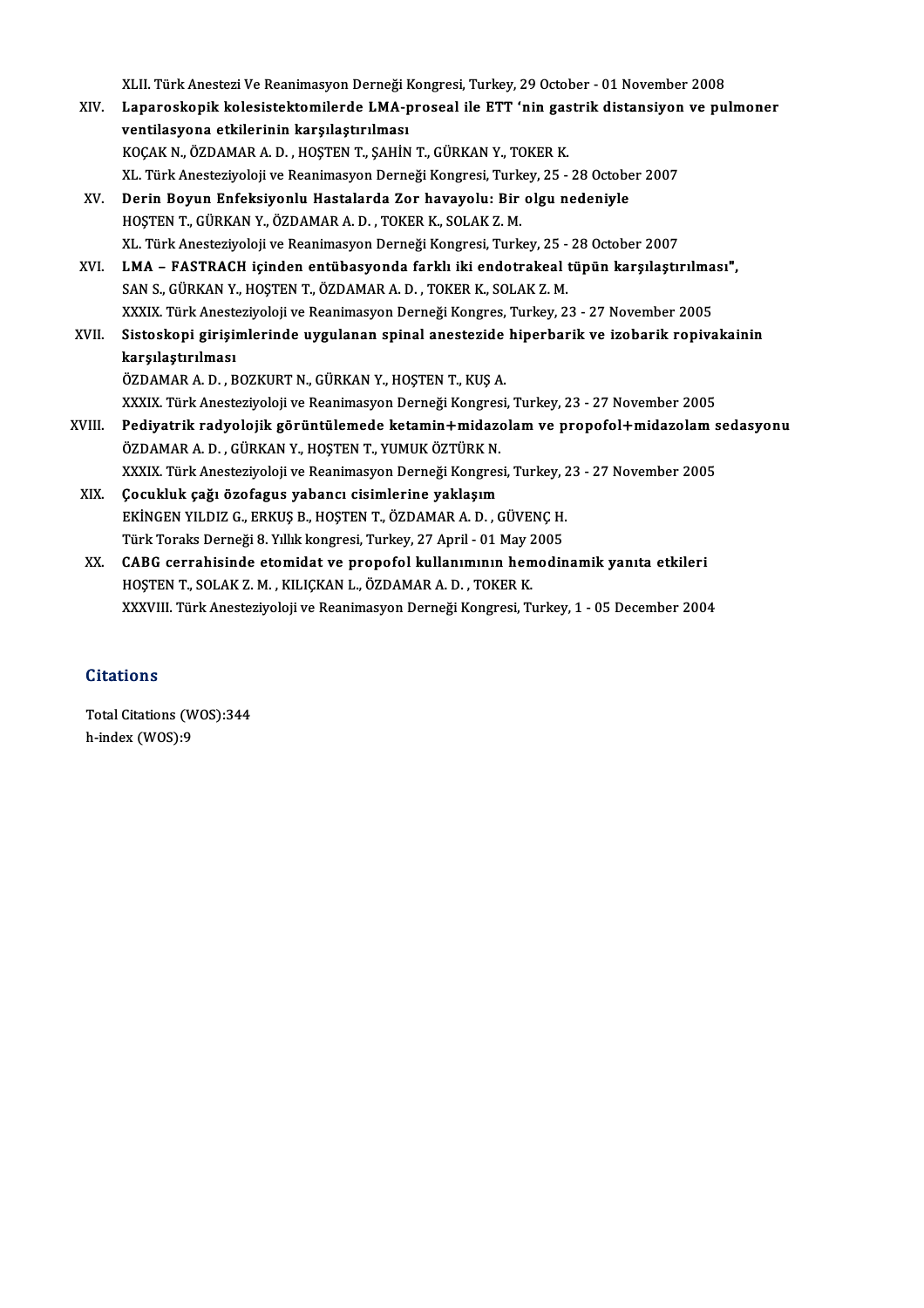XLII. Türk Anestezi Ve Reanimasyon Derneği Kongresi, Turkey, 29 October - 01 November 2008

XIV. **Laparoskopik kolesistektomilerde LMA-proseal ile ETT 'nin gastrik distansiyon ve pulmoner ventilasyona etkilerinin karşılaştırılması**
KOÇAK N., ÖZDAMAR A. D. , HOŞTEN T., ŞAHİN T., GÜRKAN Y., TOKER K.
XL. Türk Anesteziyoloji ve Reanimasyon Derneği Kongresi, Turkey, 25 - 28 October 2007

XV. **Derin Boyun Enfeksiyonlu Hastalarda Zor havayolu: Bir olgu nedeniyle**
HOŞTEN T., GÜRKAN Y., ÖZDAMAR A. D. , TOKER K., SOLAK Z. M.
XL. Türk Anesteziyoloji ve Reanimasyon Derneği Kongresi, Turkey, 25 - 28 October 2007

XVI. **LMA – FASTRACH içinden entübasyonda farklı iki endotrakeal tüpün karşılaştırılması",**
SAN S., GÜRKAN Y., HOŞTEN T., ÖZDAMAR A. D. , TOKER K., SOLAK Z. M.
XXXIX. Türk Anesteziyoloji ve Reanimasyon Derneği Kongres, Turkey, 23 - 27 November 2005

XVII. **Sistoskopi girişimlerinde uygulanan spinal anestezide hiperbarik ve izobarik ropivakainin karşılaştırılması**
ÖZDAMAR A. D. , BOZKURT N., GÜRKAN Y., HOŞTEN T., KUŞ A.
XXXIX. Türk Anesteziyoloji ve Reanimasyon Derneği Kongresi, Turkey, 23 - 27 November 2005

XVIII. **Pediyatrik radyolojik görüntülemede ketamin+midazolam ve propofol+midazolam sedasyonu**
ÖZDAMAR A. D. , GÜRKAN Y., HOŞTEN T., YUMUK ÖZTÜRK N.
XXXIX. Türk Anesteziyoloji ve Reanimasyon Derneği Kongresi, Turkey, 23 - 27 November 2005

XIX. **Çocukluk çağı özofagus yabancı cisimlerine yaklaşım**
EKİNGEN YILDIZ G., ERKUŞ B., HOŞTEN T., ÖZDAMAR A. D. , GÜVENÇ H.
Türk Toraks Derneği 8. Yıllık kongresi, Turkey, 27 April - 01 May 2005

XX. **CABG cerrahisinde etomidat ve propofol kullanımının hemodinamik yanıta etkileri**
HOŞTEN T., SOLAK Z. M. , KILIÇKAN L., ÖZDAMAR A. D. , TOKER K.
XXXVIII. Türk Anesteziyoloji ve Reanimasyon Derneği Kongresi, Turkey, 1 - 05 December 2004

## Citations

Total Citations (WOS):344
h-index (WOS):9